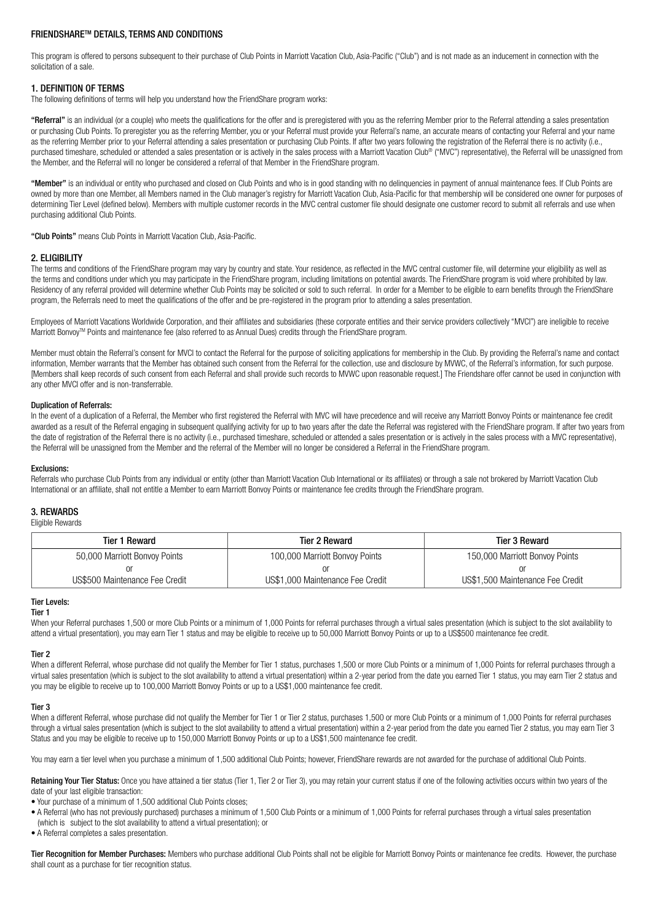## FRIENDSHARE™ DETAILS, TERMS AND CONDITIONS

This program is offered to persons subsequent to their purchase of Club Points in Marriott Vacation Club, Asia-Pacific ("Club") and is not made as an inducement in connection with the solicitation of a sale.

### 1. DEFINITION OF TERMS

The following definitions of terms will help you understand how the FriendShare program works:

**"Referral"** is an individual (or a couple) who meets the qualifications for the offer and is preregistered with you as the referring Member prior to the Referral attending a sales presentation or purchasing Club Points. To preregister you as the referring Member, you or your Referral must provide your Referral's name, an accurate means of contacting your Referral and your name as the referring Member prior to your Referral attending a sales presentation or purchasing Club Points. If after two years following the registration of the Referral there is no activity (i.e., purchased timeshare, scheduled or attended a sales presentation or is actively in the sales process with a Marriott Vacation Club® ("MVC") representative), the Referral will be unassigned from the Member, and the Referral will no longer be considered a referral of that Member in the FriendShare program.

**"Member"** is an individual or entity who purchased and closed on Club Points and who is in good standing with no delinquencies in payment of annual maintenance fees. If Club Points are owned by more than one Member, all Members named in the Club manager's registry for Marriott Vacation Club, Asia-Pacific for that membership will be considered one owner for purposes of determining Tier Level (defined below). Members with multiple customer records in the MVC central customer file should designate one customer record to submit all referrals and use when purchasing additional Club Points.

**"Club Points"** means Club Points in Marriott Vacation Club, Asia-Pacific.

### 2. ELIGIBILITY

The terms and conditions of the FriendShare program may vary by country and state. Your residence, as reflected in the MVC central customer file, will determine your eligibility as well as the terms and conditions under which you may participate in the FriendShare program, including limitations on potential awards. The FriendShare program is void where prohibited by law. Residency of any referral provided will determine whether Club Points may be solicited or sold to such referral. In order for a Member to be eligible to earn benefits through the FriendShare program, the Referrals need to meet the qualifications of the offer and be pre-registered in the program prior to attending a sales presentation.

Employees of Marriott Vacations Worldwide Corporation, and their affiliates and subsidiaries (these corporate entities and their service providers collectively "MVCI") are ineligible to receive Marriott Bonvoy™ Points and maintenance fee (also referred to as Annual Dues) credits through the FriendShare program.

Member must obtain the Referral's consent for MVCI to contact the Referral for the purpose of soliciting applications for membership in the Club. By providing the Referral's name and contact information, Member warrants that the Member has obtained such consent from the Referral for the collection, use and disclosure by MVWC, of the Referral's information, for such purpose. [Members shall keep records of such consent from each Referral and shall provide such records to MVWC upon reasonable request.] The Friendshare offer cannot be used in conjunction with any other MVCI offer and is non-transferrable.

#### Duplication of Referrals:

In the event of a duplication of a Referral, the Member who first registered the Referral with MVC will have precedence and will receive any Marriott Bonvoy Points or maintenance fee credit awarded as a result of the Referral engaging in subsequent qualifying activity for up to two years after the date the Referral was registered with the FriendShare program. If after two years from the date of registration of the Referral there is no activity (i.e., purchased timeshare, scheduled or attended a sales presentation or is actively in the sales process with a MVC representative), the Referral will be unassigned from the Member and the referral of the Member will no longer be considered a Referral in the FriendShare program.

#### Exclusions:

Referrals who purchase Club Points from any individual or entity (other than Marriott Vacation Club International or its affiliates) or through a sale not brokered by Marriott Vacation Club International or an affiliate, shall not entitle a Member to earn Marriott Bonvoy Points or maintenance fee credits through the FriendShare program.

### 3. REWARDS

Eligible Rewards

| Tier 1 Reward | Tier 2 Reward | Tier 3 Reward |
|---|---|---|
| 50,000 Marriott Bonvoy Points<br>or<br>US$500 Maintenance Fee Credit | 100,000 Marriott Bonvoy Points<br>or<br>US$1,000 Maintenance Fee Credit | 150,000 Marriott Bonvoy Points<br>or<br>US$1,500 Maintenance Fee Credit |

#### Tier Levels:

**Tier 1**

When your Referral purchases 1,500 or more Club Points or a minimum of 1,000 Points for referral purchases through a virtual sales presentation (which is subject to the slot availability to attend a virtual presentation), you may earn Tier 1 status and may be eligible to receive up to 50,000 Marriott Bonvoy Points or up to a US$500 maintenance fee credit.

**Tier 2**

When a different Referral, whose purchase did not qualify the Member for Tier 1 status, purchases 1,500 or more Club Points or a minimum of 1,000 Points for referral purchases through a virtual sales presentation (which is subject to the slot availability to attend a virtual presentation) within a 2-year period from the date you earned Tier 1 status, you may earn Tier 2 status and you may be eligible to receive up to 100,000 Marriott Bonvoy Points or up to a US$1,000 maintenance fee credit.

**Tier 3**

When a different Referral, whose purchase did not qualify the Member for Tier 1 or Tier 2 status, purchases 1,500 or more Club Points or a minimum of 1,000 Points for referral purchases through a virtual sales presentation (which is subject to the slot availability to attend a virtual presentation) within a 2-year period from the date you earned Tier 2 status, you may earn Tier 3 Status and you may be eligible to receive up to 150,000 Marriott Bonvoy Points or up to a US$1,500 maintenance fee credit.

You may earn a tier level when you purchase a minimum of 1,500 additional Club Points; however, FriendShare rewards are not awarded for the purchase of additional Club Points.

**Retaining Your Tier Status:** Once you have attained a tier status (Tier 1, Tier 2 or Tier 3), you may retain your current status if one of the following activities occurs within two years of the date of your last eligible transaction:

- Your purchase of a minimum of 1,500 additional Club Points closes;
- A Referral (who has not previously purchased) purchases a minimum of 1,500 Club Points or a minimum of 1,000 Points for referral purchases through a virtual sales presentation (which is subject to the slot availability to attend a virtual presentation); or
- A Referral completes a sales presentation.

**Tier Recognition for Member Purchases:** Members who purchase additional Club Points shall not be eligible for Marriott Bonvoy Points or maintenance fee credits. However, the purchase shall count as a purchase for tier recognition status.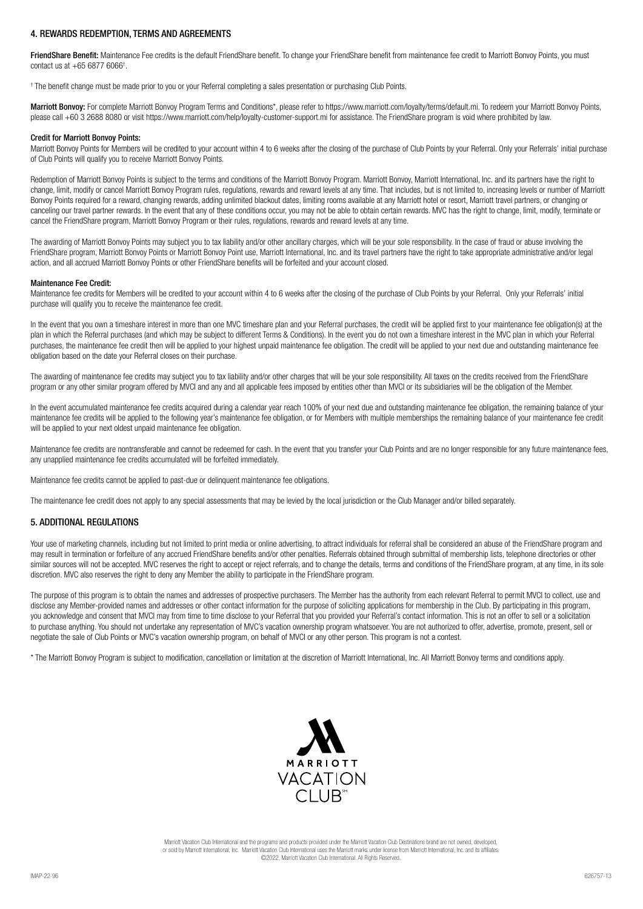## 4. REWARDS REDEMPTION, TERMS AND AGREEMENTS

**FriendShare Benefit:** Maintenance Fee credits is the default FriendShare benefit. To change your FriendShare benefit from maintenance fee credit to Marriott Bonvoy Points, you must contact us at +65 6877 6066[†].

[†] The benefit change must be made prior to you or your Referral completing a sales presentation or purchasing Club Points.

**Marriott Bonvoy:** For complete Marriott Bonvoy Program Terms and Conditions*, please refer to https://www.marriott.com/loyalty/terms/default.mi. To redeem your Marriott Bonvoy Points, please call +60 3 2688 8080 or visit https://www.marriott.com/help/loyalty-customer-support.mi for assistance. The FriendShare program is void where prohibited by law.

**Credit for Marriott Bonvoy Points:**

Marriott Bonvoy Points for Members will be credited to your account within 4 to 6 weeks after the closing of the purchase of Club Points by your Referral. Only your Referrals' initial purchase of Club Points will qualify you to receive Marriott Bonvoy Points.

Redemption of Marriott Bonvoy Points is subject to the terms and conditions of the Marriott Bonvoy Program. Marriott Bonvoy, Marriott International, Inc. and its partners have the right to change, limit, modify or cancel Marriott Bonvoy Program rules, regulations, rewards and reward levels at any time. That includes, but is not limited to, increasing levels or number of Marriott Bonvoy Points required for a reward, changing rewards, adding unlimited blackout dates, limiting rooms available at any Marriott hotel or resort, Marriott travel partners, or changing or canceling our travel partner rewards. In the event that any of these conditions occur, you may not be able to obtain certain rewards. MVC has the right to change, limit, modify, terminate or cancel the FriendShare program, Marriott Bonvoy Program or their rules, regulations, rewards and reward levels at any time.

The awarding of Marriott Bonvoy Points may subject you to tax liability and/or other ancillary charges, which will be your sole responsibility. In the case of fraud or abuse involving the FriendShare program, Marriott Bonvoy Points or Marriott Bonvoy Point use, Marriott International, Inc. and its travel partners have the right to take appropriate administrative and/or legal action, and all accrued Marriott Bonvoy Points or other FriendShare benefits will be forfeited and your account closed.

**Maintenance Fee Credit:**

Maintenance fee credits for Members will be credited to your account within 4 to 6 weeks after the closing of the purchase of Club Points by your Referral. Only your Referrals' initial purchase will qualify you to receive the maintenance fee credit.

In the event that you own a timeshare interest in more than one MVC timeshare plan and your Referral purchases, the credit will be applied first to your maintenance fee obligation(s) at the plan in which the Referral purchases (and which may be subject to different Terms & Conditions). In the event you do not own a timeshare interest in the MVC plan in which your Referral purchases, the maintenance fee credit then will be applied to your highest unpaid maintenance fee obligation. The credit will be applied to your next due and outstanding maintenance fee obligation based on the date your Referral closes on their purchase.

The awarding of maintenance fee credits may subject you to tax liability and/or other charges that will be your sole responsibility. All taxes on the credits received from the FriendShare program or any other similar program offered by MVCI and any and all applicable fees imposed by entities other than MVCI or its subsidiaries will be the obligation of the Member.

In the event accumulated maintenance fee credits acquired during a calendar year reach 100% of your next due and outstanding maintenance fee obligation, the remaining balance of your maintenance fee credits will be applied to the following year's maintenance fee obligation, or for Members with multiple memberships the remaining balance of your maintenance fee credit will be applied to your next oldest unpaid maintenance fee obligation.

Maintenance fee credits are nontransferable and cannot be redeemed for cash. In the event that you transfer your Club Points and are no longer responsible for any future maintenance fees, any unapplied maintenance fee credits accumulated will be forfeited immediately.

Maintenance fee credits cannot be applied to past-due or delinquent maintenance fee obligations.

The maintenance fee credit does not apply to any special assessments that may be levied by the local jurisdiction or the Club Manager and/or billed separately.

## 5. ADDITIONAL REGULATIONS

Your use of marketing channels, including but not limited to print media or online advertising, to attract individuals for referral shall be considered an abuse of the FriendShare program and may result in termination or forfeiture of any accrued FriendShare benefits and/or other penalties. Referrals obtained through submittal of membership lists, telephone directories or other similar sources will not be accepted. MVC reserves the right to accept or reject referrals, and to change the details, terms and conditions of the FriendShare program, at any time, in its sole discretion. MVC also reserves the right to deny any Member the ability to participate in the FriendShare program.

The purpose of this program is to obtain the names and addresses of prospective purchasers. The Member has the authority from each relevant Referral to permit MVCI to collect, use and disclose any Member-provided names and addresses or other contact information for the purpose of soliciting applications for membership in the Club. By participating in this program, you acknowledge and consent that MVCI may from time to time disclose to your Referral that you provided your Referral's contact information. This is not an offer to sell or a solicitation to purchase anything. You should not undertake any representation of MVC's vacation ownership program whatsoever. You are not authorized to offer, advertise, promote, present, sell or negotiate the sale of Club Points or MVC's vacation ownership program, on behalf of MVCI or any other person. This program is not a contest.

* The Marriott Bonvoy Program is subject to modification, cancellation or limitation at the discretion of Marriott International, Inc. All Marriott Bonvoy terms and conditions apply.

MARRIOTT VACATION CLUB℠

Marriott Vacation Club International and the programs and products provided under the Marriott Vacation Club Destinations brand are not owned, developed, or sold by Marriott International, Inc. Marriott Vacation Club International uses the Marriott marks under license from Marriott International, Inc. and its affiliates. ©2022, Marriott Vacation Club International. All Rights Reserved.

IMAP-22-96

626757-13